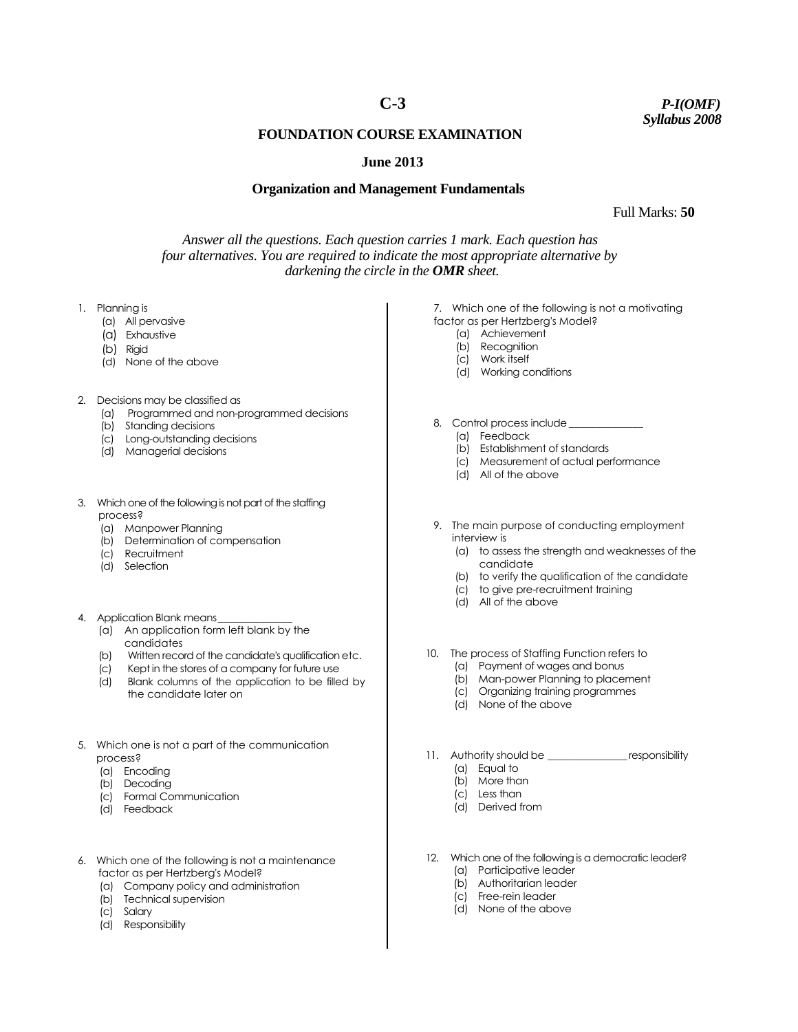# C-3

*P-I(OMF)*
*Syllabus 2008*

## FOUNDATION COURSE EXAMINATION

### June 2013

### Organization and Management Fundamentals

Full Marks: **50**

*Answer all the questions. Each question carries 1 mark. Each question has four alternatives. You are required to indicate the most appropriate alternative by darkening the circle in the **OMR** sheet.*

1. Planning is
   (a) All pervasive
   (a) Exhaustive
   (b) Rigid
   (d) None of the above

2. Decisions may be classified as
   (a) Programmed and non-programmed decisions
   (b) Standing decisions
   (c) Long-outstanding decisions
   (d) Managerial decisions

3. Which one of the following is not part of the staffing process?
   (a) Manpower Planning
   (b) Determination of compensation
   (c) Recruitment
   (d) Selection

4. Application Blank means _____________
   (a) An application form left blank by the candidates
   (b) Written record of the candidate's qualification etc.
   (c) Kept in the stores of a company for future use
   (d) Blank columns of the application to be filled by the candidate later on

5. Which one is not a part of the communication process?
   (a) Encoding
   (b) Decoding
   (c) Formal Communication
   (d) Feedback

6. Which one of the following is not a maintenance factor as per Hertzberg's Model?
   (a) Company policy and administration
   (b) Technical supervision
   (c) Salary
   (d) Responsibility

7. Which one of the following is not a motivating factor as per Hertzberg's Model?
   (a) Achievement
   (b) Recognition
   (c) Work itself
   (d) Working conditions

8. Control process include _____________
   (a) Feedback
   (b) Establishment of standards
   (c) Measurement of actual performance
   (d) All of the above

9. The main purpose of conducting employment interview is
   (a) to assess the strength and weaknesses of the candidate
   (b) to verify the qualification of the candidate
   (c) to give pre-recruitment training
   (d) All of the above

10. The process of Staffing Function refers to
    (a) Payment of wages and bonus
    (b) Man-power Planning to placement
    (c) Organizing training programmes
    (d) None of the above

11. Authority should be _____________ responsibility
    (a) Equal to
    (b) More than
    (c) Less than
    (d) Derived from

12. Which one of the following is a democratic leader?
    (a) Participative leader
    (b) Authoritarian leader
    (c) Free-rein leader
    (d) None of the above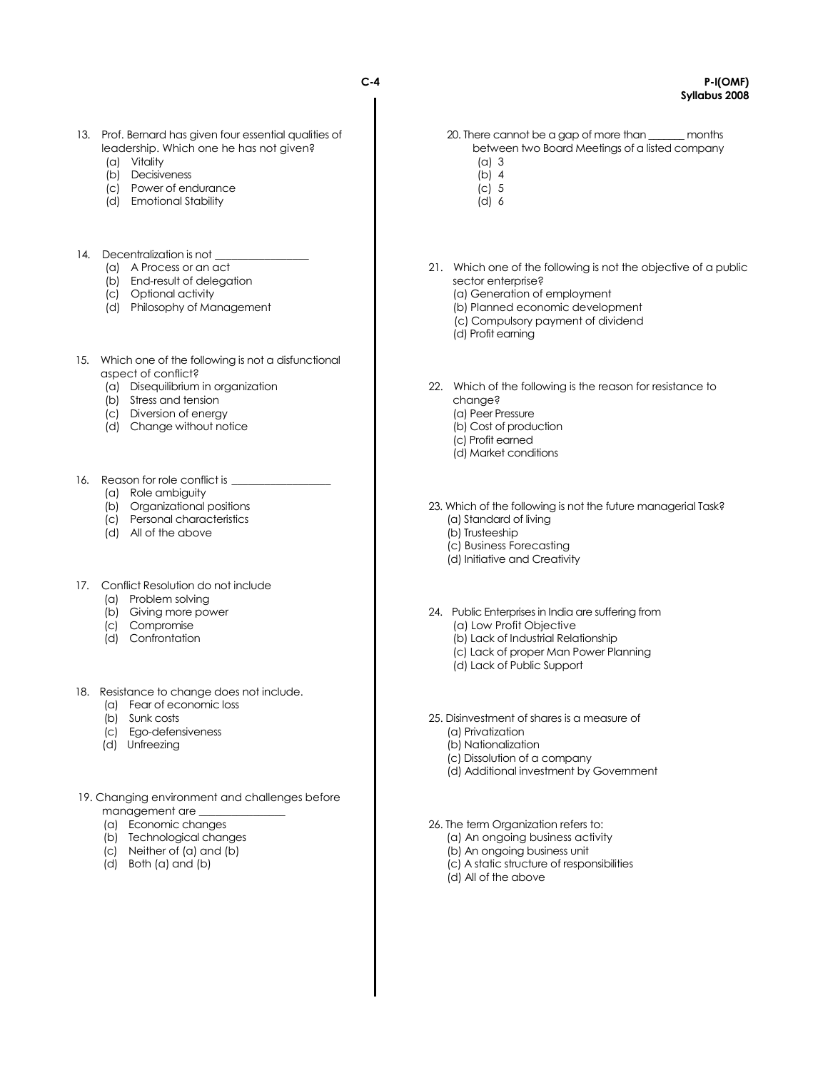13. Prof. Bernard has given four essential qualities of leadership. Which one he has not given?
    (a) Vitality
    (b) Decisiveness
    (c) Power of endurance
    (d) Emotional Stability

14. Decentralization is not _________________
    (a) A Process or an act
    (b) End-result of delegation
    (c) Optional activity
    (d) Philosophy of Management

15. Which one of the following is not a disfunctional aspect of conflict?
    (a) Disequilibrium in organization
    (b) Stress and tension
    (c) Diversion of energy
    (d) Change without notice

16. Reason for role conflict is _________________
    (a) Role ambiguity
    (b) Organizational positions
    (c) Personal characteristics
    (d) All of the above

17. Conflict Resolution do not include
    (a) Problem solving
    (b) Giving more power
    (c) Compromise
    (d) Confrontation

18. Resistance to change does not include.
    (a) Fear of economic loss
    (b) Sunk costs
    (c) Ego-defensiveness
    (d) Unfreezing

19. Changing environment and challenges before management are _______________
    (a) Economic changes
    (b) Technological changes
    (c) Neither of (a) and (b)
    (d) Both (a) and (b)

20. There cannot be a gap of more than _______ months between two Board Meetings of a listed company
    (a) 3
    (b) 4
    (c) 5
    (d) 6

21. Which one of the following is not the objective of a public sector enterprise?
    (a) Generation of employment
    (b) Planned economic development
    (c) Compulsory payment of dividend
    (d) Profit earning

22. Which of the following is the reason for resistance to change?
    (a) Peer Pressure
    (b) Cost of production
    (c) Profit earned
    (d) Market conditions

23. Which of the following is not the future managerial Task?
    (a) Standard of living
    (b) Trusteeship
    (c) Business Forecasting
    (d) Initiative and Creativity

24. Public Enterprises in India are suffering from
    (a) Low Profit Objective
    (b) Lack of Industrial Relationship
    (c) Lack of proper Man Power Planning
    (d) Lack of Public Support

25. Disinvestment of shares is a measure of
    (a) Privatization
    (b) Nationalization
    (c) Dissolution of a company
    (d) Additional investment by Government

26. The term Organization refers to:
    (a) An ongoing business activity
    (b) An ongoing business unit
    (c) A static structure of responsibilities
    (d) All of the above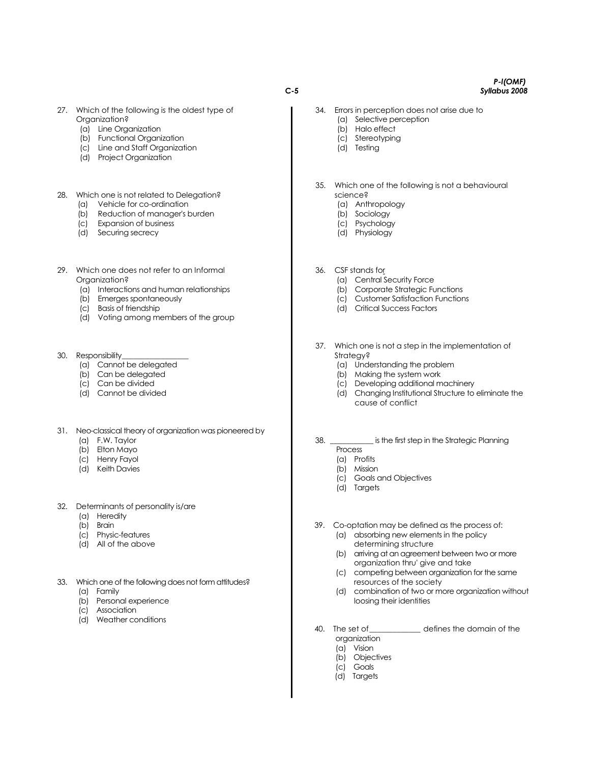27. Which of the following is the oldest type of Organization?
    (a) Line Organization
    (b) Functional Organization
    (c) Line and Staff Organization
    (d) Project Organization

28. Which one is not related to Delegation?
    (a) Vehicle for co-ordination
    (b) Reduction of manager's burden
    (c) Expansion of business
    (d) Securing secrecy

29. Which one does not refer to an Informal Organization?
    (a) Interactions and human relationships
    (b) Emerges spontaneously
    (c) Basis of friendship
    (d) Voting among members of the group

30. Responsibility_________________
    (a) Cannot be delegated
    (b) Can be delegated
    (c) Can be divided
    (d) Cannot be divided

31. Neo-classical theory of organization was pioneered by
    (a) F.W. Taylor
    (b) Elton Mayo
    (c) Henry Fayol
    (d) Keith Davies

32. Determinants of personality is/are
    (a) Heredity
    (b) Brain
    (c) Physic-features
    (d) All of the above

33. Which one of the following does not form attitudes?
    (a) Family
    (b) Personal experience
    (c) Association
    (d) Weather conditions

34. Errors in perception does not arise due to
    (a) Selective perception
    (b) Halo effect
    (c) Stereotyping
    (d) Testing

35. Which one of the following is not a behavioural science?
    (a) Anthropology
    (b) Sociology
    (c) Psychology
    (d) Physiology

36. CSF stands for
    (a) Central Security Force
    (b) Corporate Strategic Functions
    (c) Customer Satisfaction Functions
    (d) Critical Success Factors

37. Which one is not a step in the implementation of Strategy?
    (a) Understanding the problem
    (b) Making the system work
    (c) Developing additional machinery
    (d) Changing Institutional Structure to eliminate the cause of conflict

38. ___________ is the first step in the Strategic Planning Process
    (a) Profits
    (b) Mission
    (c) Goals and Objectives
    (d) Targets

39. Co-optation may be defined as the process of:
    (a) absorbing new elements in the policy determining structure
    (b) arriving at an agreement between two or more organization thru' give and take
    (c) competing between organization for the same resources of the society
    (d) combination of two or more organization without loosing their identities

40. The set of_____________ defines the domain of the organization
    (a) Vision
    (b) Objectives
    (c) Goals
    (d) Targets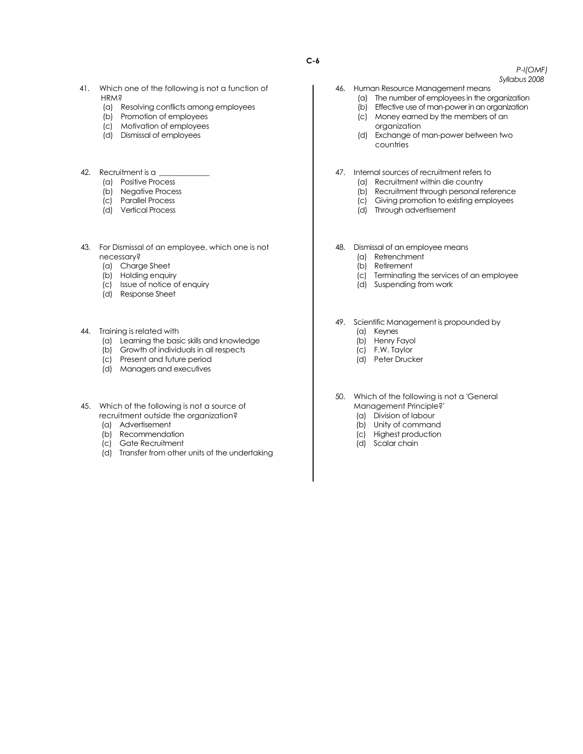41. Which one of the following is not a function of HRM?
    (a) Resolving conflicts among employees
    (b) Promotion of employees
    (c) Motivation of employees
    (d) Dismissal of employees

42. Recruitment is a _____________
    (a) Positive Process
    (b) Negative Process
    (c) Parallel Process
    (d) Vertical Process

43. For Dismissal of an employee, which one is not necessary?
    (a) Charge Sheet
    (b) Holding enquiry
    (c) Issue of notice of enquiry
    (d) Response Sheet

44. Training is related with
    (a) Learning the basic skills and knowledge
    (b) Growth of individuals in all respects
    (c) Present and future period
    (d) Managers and executives

45. Which of the following is not a source of recruitment outside the organization?
    (a) Advertisement
    (b) Recommendation
    (c) Gate Recruitment
    (d) Transfer from other units of the undertaking

46. Human Resource Management means
    (a) The number of employees in the organization
    (b) Effective use of man-power in an organization
    (c) Money earned by the members of an organization
    (d) Exchange of man-power between two countries

47. Internal sources of recruitment refers to
    (a) Recruitment within die country
    (b) Recruitment through personal reference
    (c) Giving promotion to existing employees
    (d) Through advertisement

48. Dismissal of an employee means
    (a) Retrenchment
    (b) Retirement
    (c) Terminating the services of an employee
    (d) Suspending from work

49. Scientific Management is propounded by
    (a) Keynes
    (b) Henry Fayol
    (c) F.W. Taylor
    (d) Peter Drucker

50. Which of the following is not a 'General Management Principle?'
    (a) Division of labour
    (b) Unity of command
    (c) Highest production
    (d) Scalar chain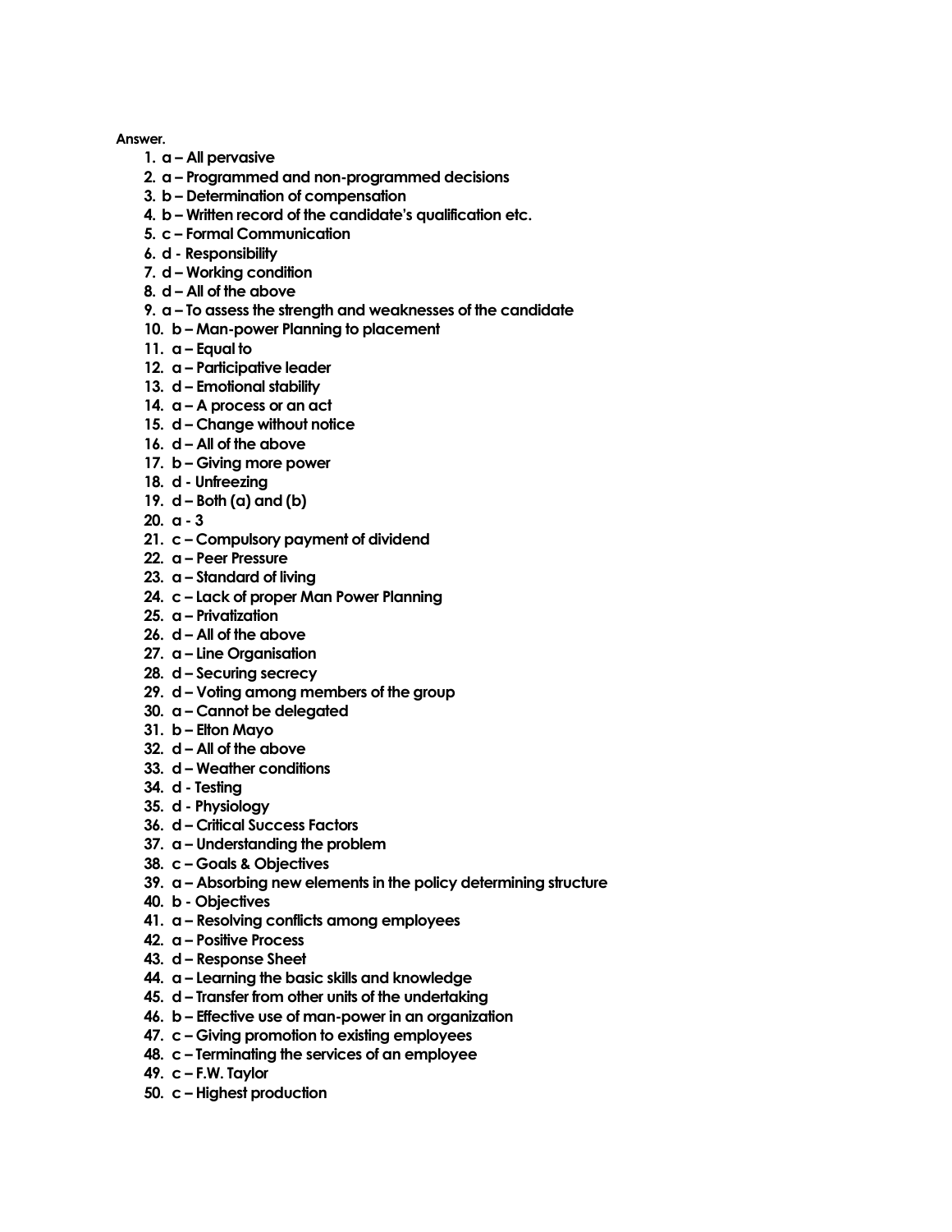**Answer.**

1. **a – All pervasive**
2. **a – Programmed and non-programmed decisions**
3. **b – Determination of compensation**
4. **b – Written record of the candidate's qualification etc.**
5. **c – Formal Communication**
6. **d - Responsibility**
7. **d – Working condition**
8. **d – All of the above**
9. **a – To assess the strength and weaknesses of the candidate**
10. **b – Man-power Planning to placement**
11. **a – Equal to**
12. **a – Participative leader**
13. **d – Emotional stability**
14. **a – A process or an act**
15. **d – Change without notice**
16. **d – All of the above**
17. **b – Giving more power**
18. **d - Unfreezing**
19. **d – Both (a) and (b)**
20. **a - 3**
21. **c – Compulsory payment of dividend**
22. **a – Peer Pressure**
23. **a – Standard of living**
24. **c – Lack of proper Man Power Planning**
25. **a – Privatization**
26. **d – All of the above**
27. **a – Line Organisation**
28. **d – Securing secrecy**
29. **d – Voting among members of the group**
30. **a – Cannot be delegated**
31. **b – Elton Mayo**
32. **d – All of the above**
33. **d – Weather conditions**
34. **d - Testing**
35. **d - Physiology**
36. **d – Critical Success Factors**
37. **a – Understanding the problem**
38. **c – Goals & Objectives**
39. **a – Absorbing new elements in the policy determining structure**
40. **b - Objectives**
41. **a – Resolving conflicts among employees**
42. **a – Positive Process**
43. **d – Response Sheet**
44. **a – Learning the basic skills and knowledge**
45. **d – Transfer from other units of the undertaking**
46. **b – Effective use of man-power in an organization**
47. **c – Giving promotion to existing employees**
48. **c – Terminating the services of an employee**
49. **c – F.W. Taylor**
50. **c – Highest production**